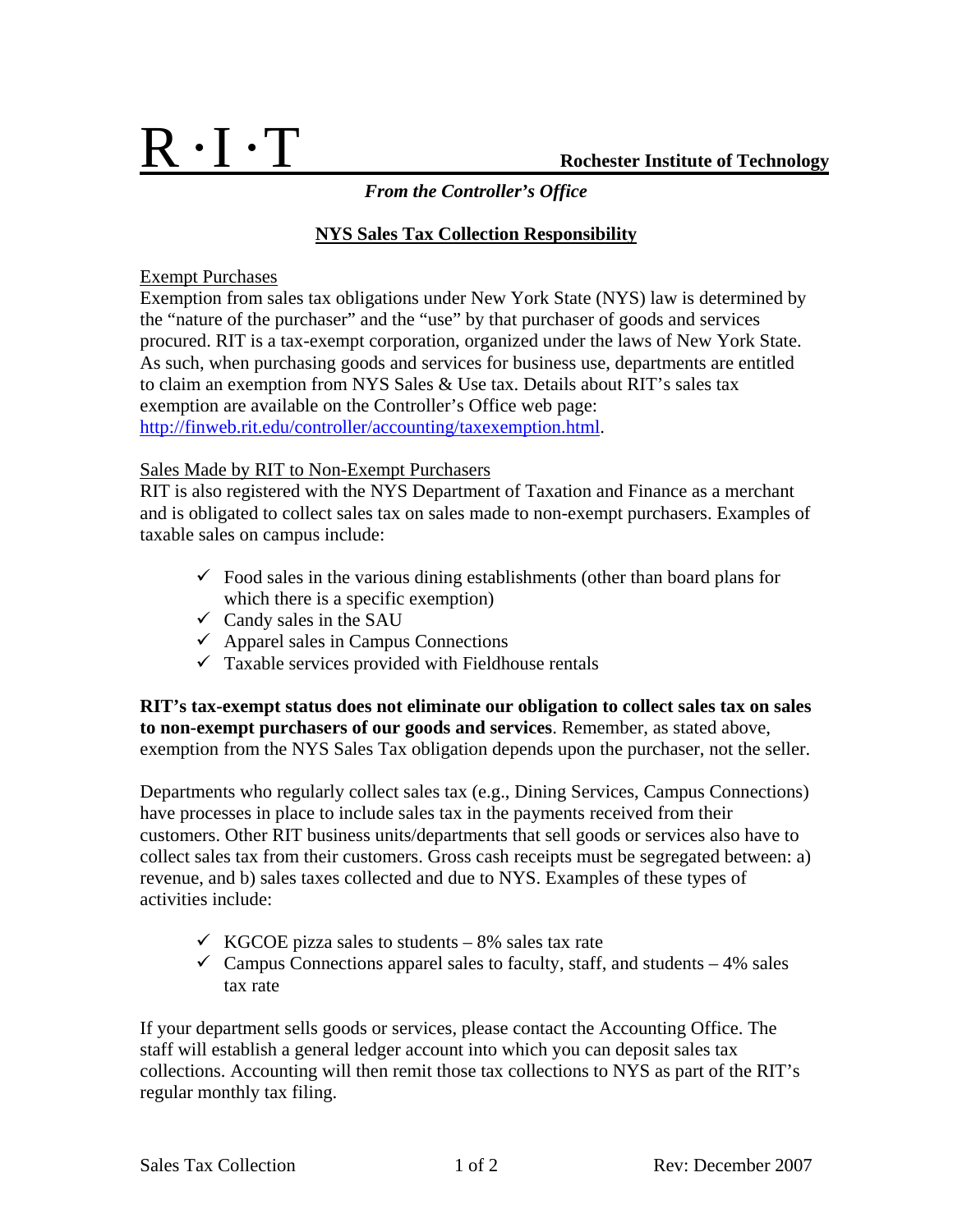R·I·T **Rochester Institute of Technology**

*From the Controller's Office*

# NYS Sales Tax Collection Responsibility

## Exempt Purchases

Exemption from sales tax obligations under New York State (NYS) law is determined by the "nature of the purchaser" and the "use" by that purchaser of goods and services procured. RIT is a tax-exempt corporation, organized under the laws of New York State. As such, when purchasing goods and services for business use, departments are entitled to claim an exemption from NYS Sales & Use tax. Details about RIT's sales tax exemption are available on the Controller's Office web page: http://finweb.rit.edu/controller/accounting/taxexemption.html.

## Sales Made by RIT to Non-Exempt Purchasers

RIT is also registered with the NYS Department of Taxation and Finance as a merchant and is obligated to collect sales tax on sales made to non-exempt purchasers. Examples of taxable sales on campus include:

- ✓ Food sales in the various dining establishments (other than board plans for which there is a specific exemption)
- ✓ Candy sales in the SAU
- ✓ Apparel sales in Campus Connections
- ✓ Taxable services provided with Fieldhouse rentals

**RIT's tax-exempt status does not eliminate our obligation to collect sales tax on sales to non-exempt purchasers of our goods and services**. Remember, as stated above, exemption from the NYS Sales Tax obligation depends upon the purchaser, not the seller.

Departments who regularly collect sales tax (e.g., Dining Services, Campus Connections) have processes in place to include sales tax in the payments received from their customers. Other RIT business units/departments that sell goods or services also have to collect sales tax from their customers. Gross cash receipts must be segregated between: a) revenue, and b) sales taxes collected and due to NYS. Examples of these types of activities include:

- ✓ KGCOE pizza sales to students – 8% sales tax rate
- ✓ Campus Connections apparel sales to faculty, staff, and students – 4% sales tax rate

If your department sells goods or services, please contact the Accounting Office. The staff will establish a general ledger account into which you can deposit sales tax collections. Accounting will then remit those tax collections to NYS as part of the RIT's regular monthly tax filing.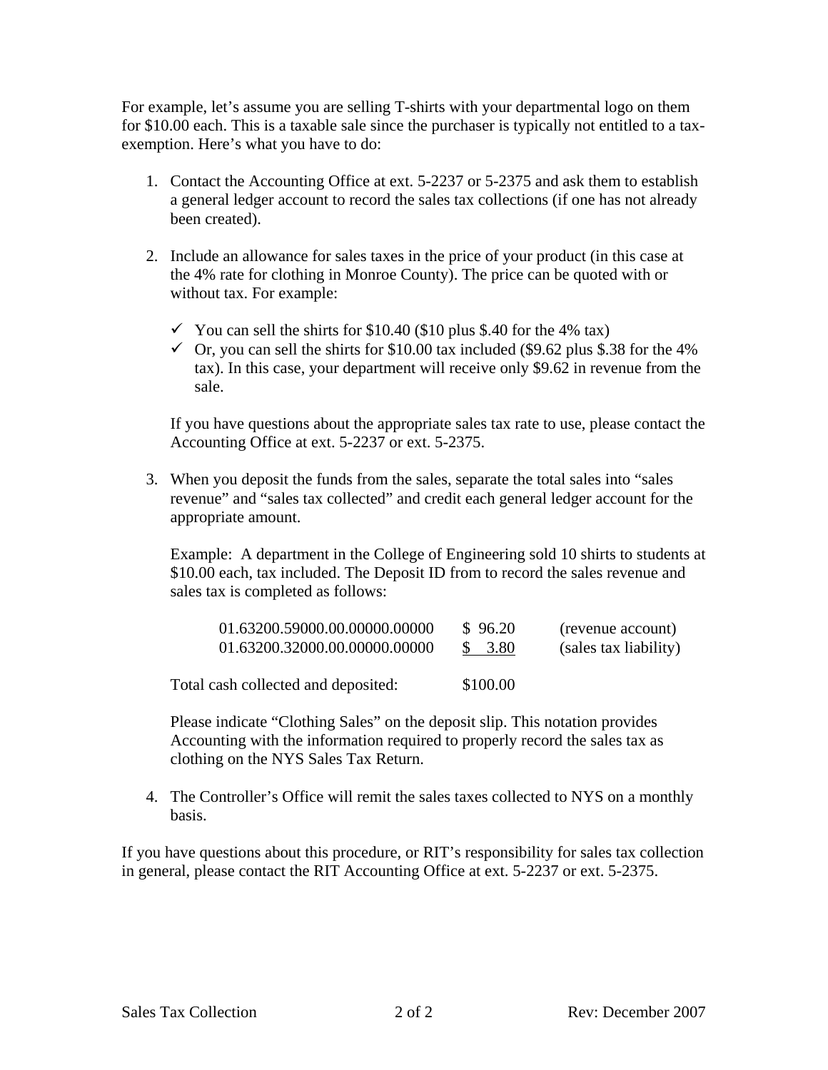For example, let's assume you are selling T-shirts with your departmental logo on them for $10.00 each. This is a taxable sale since the purchaser is typically not entitled to a tax-exemption. Here's what you have to do:

1. Contact the Accounting Office at ext. 5-2237 or 5-2375 and ask them to establish a general ledger account to record the sales tax collections (if one has not already been created).

2. Include an allowance for sales taxes in the price of your product (in this case at the 4% rate for clothing in Monroe County). The price can be quoted with or without tax. For example:

   - ✓ You can sell the shirts for $10.40 ($10 plus $.40 for the 4% tax)
   - ✓ Or, you can sell the shirts for $10.00 tax included ($9.62 plus $.38 for the 4% tax). In this case, your department will receive only $9.62 in revenue from the sale.

   If you have questions about the appropriate sales tax rate to use, please contact the Accounting Office at ext. 5-2237 or ext. 5-2375.

3. When you deposit the funds from the sales, separate the total sales into "sales revenue" and "sales tax collected" and credit each general ledger account for the appropriate amount.

   Example: A department in the College of Engineering sold 10 shirts to students at $10.00 each, tax included. The Deposit ID from to record the sales revenue and sales tax is completed as follows:

   | | | |
   |---|---|---|
   | 01.63200.59000.00.00000.00000 | $ 96.20 | (revenue account) |
   | 01.63200.32000.00.00000.00000 | $ 3.80 | (sales tax liability) |

   Total cash collected and deposited: $100.00

   Please indicate "Clothing Sales" on the deposit slip. This notation provides Accounting with the information required to properly record the sales tax as clothing on the NYS Sales Tax Return.

4. The Controller's Office will remit the sales taxes collected to NYS on a monthly basis.

If you have questions about this procedure, or RIT's responsibility for sales tax collection in general, please contact the RIT Accounting Office at ext. 5-2237 or ext. 5-2375.